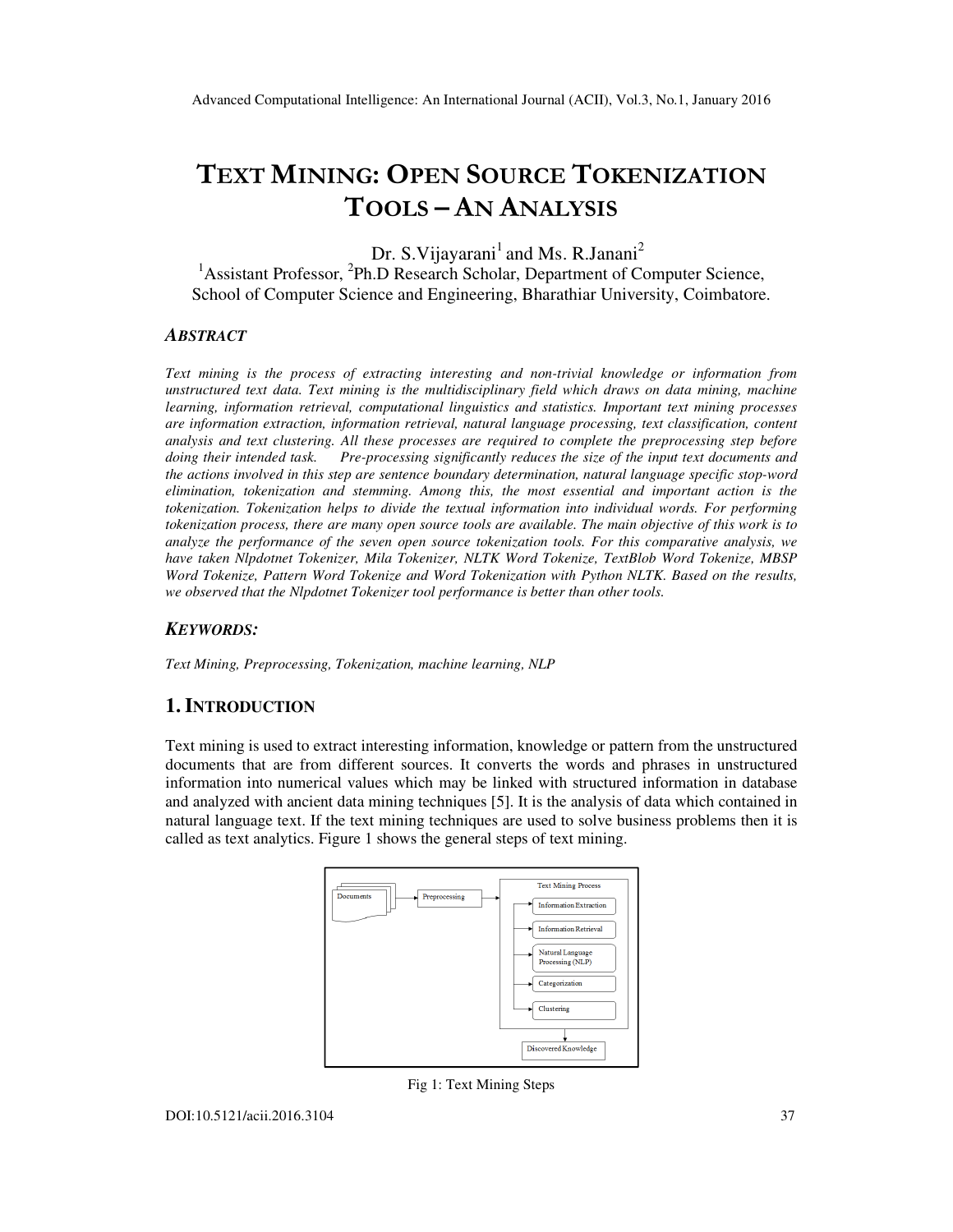# TEXT MINING: OPEN SOURCE TOKENIZATION TOOLS – AN ANALYSIS

Dr. S.Vijayarani[1] and Ms. R.Janani[2]

[1]Assistant Professor, [2]Ph.D Research Scholar, Department of Computer Science, School of Computer Science and Engineering, Bharathiar University, Coimbatore.

### *ABSTRACT*

*Text mining is the process of extracting interesting and non-trivial knowledge or information from unstructured text data. Text mining is the multidisciplinary field which draws on data mining, machine learning, information retrieval, computational linguistics and statistics. Important text mining processes are information extraction, information retrieval, natural language processing, text classification, content analysis and text clustering. All these processes are required to complete the preprocessing step before doing their intended task. Pre-processing significantly reduces the size of the input text documents and the actions involved in this step are sentence boundary determination, natural language specific stop-word elimination, tokenization and stemming. Among this, the most essential and important action is the tokenization. Tokenization helps to divide the textual information into individual words. For performing tokenization process, there are many open source tools are available. The main objective of this work is to analyze the performance of the seven open source tokenization tools. For this comparative analysis, we have taken Nlpdotnet Tokenizer, Mila Tokenizer, NLTK Word Tokenize, TextBlob Word Tokenize, MBSP Word Tokenize, Pattern Word Tokenize and Word Tokenization with Python NLTK. Based on the results, we observed that the Nlpdotnet Tokenizer tool performance is better than other tools.*

### *KEYWORDS:*

*Text Mining, Preprocessing, Tokenization, machine learning, NLP*

## 1. INTRODUCTION

Text mining is used to extract interesting information, knowledge or pattern from the unstructured documents that are from different sources. It converts the words and phrases in unstructured information into numerical values which may be linked with structured information in database and analyzed with ancient data mining techniques [5]. It is the analysis of data which contained in natural language text. If the text mining techniques are used to solve business problems then it is called as text analytics. Figure 1 shows the general steps of text mining.

Documents → Preprocessing → Text Mining Process (Information Extraction, Information Retrieval, Natural Language Processing (NLP), Categorization, Clustering) → Discovered Knowledge

Fig 1: Text Mining Steps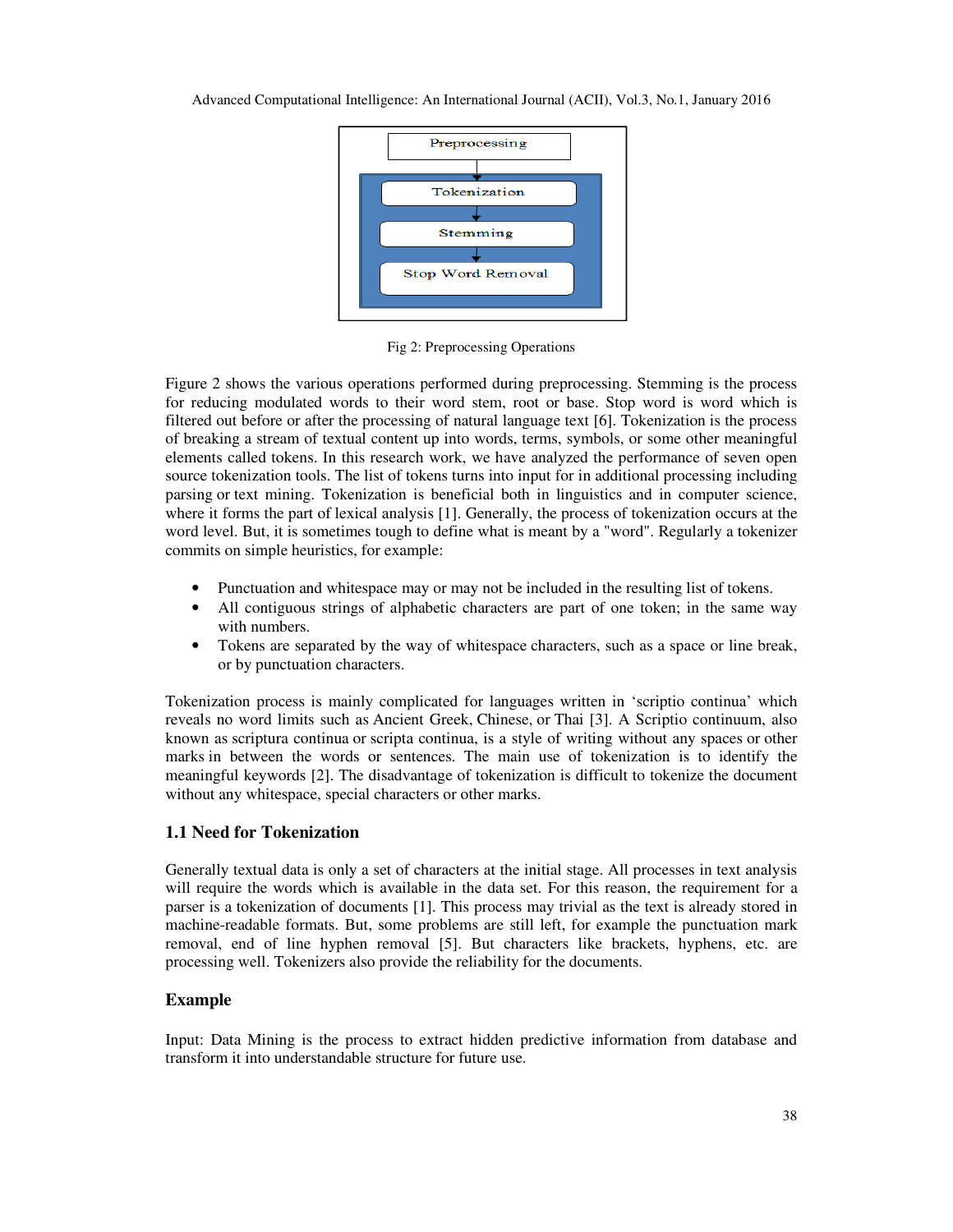Fig 2: Preprocessing Operations

Figure 2 shows the various operations performed during preprocessing. Stemming is the process for reducing modulated words to their word stem, root or base. Stop word is word which is filtered out before or after the processing of natural language text [6]. Tokenization is the process of breaking a stream of textual content up into words, terms, symbols, or some other meaningful elements called tokens. In this research work, we have analyzed the performance of seven open source tokenization tools. The list of tokens turns into input for in additional processing including parsing or text mining. Tokenization is beneficial both in linguistics and in computer science, where it forms the part of lexical analysis [1]. Generally, the process of tokenization occurs at the word level. But, it is sometimes tough to define what is meant by a "word". Regularly a tokenizer commits on simple heuristics, for example:

- Punctuation and whitespace may or may not be included in the resulting list of tokens.
- All contiguous strings of alphabetic characters are part of one token; in the same way with numbers.
- Tokens are separated by the way of whitespace characters, such as a space or line break, or by punctuation characters.

Tokenization process is mainly complicated for languages written in 'scriptio continua' which reveals no word limits such as Ancient Greek, Chinese, or Thai [3]. A Scriptio continuum, also known as scriptura continua or scripta continua, is a style of writing without any spaces or other marks in between the words or sentences. The main use of tokenization is to identify the meaningful keywords [2]. The disadvantage of tokenization is difficult to tokenize the document without any whitespace, special characters or other marks.

### 1.1 Need for Tokenization

Generally textual data is only a set of characters at the initial stage. All processes in text analysis will require the words which is available in the data set. For this reason, the requirement for a parser is a tokenization of documents [1]. This process may trivial as the text is already stored in machine-readable formats. But, some problems are still left, for example the punctuation mark removal, end of line hyphen removal [5]. But characters like brackets, hyphens, etc. are processing well. Tokenizers also provide the reliability for the documents.

### Example

Input: Data Mining is the process to extract hidden predictive information from database and transform it into understandable structure for future use.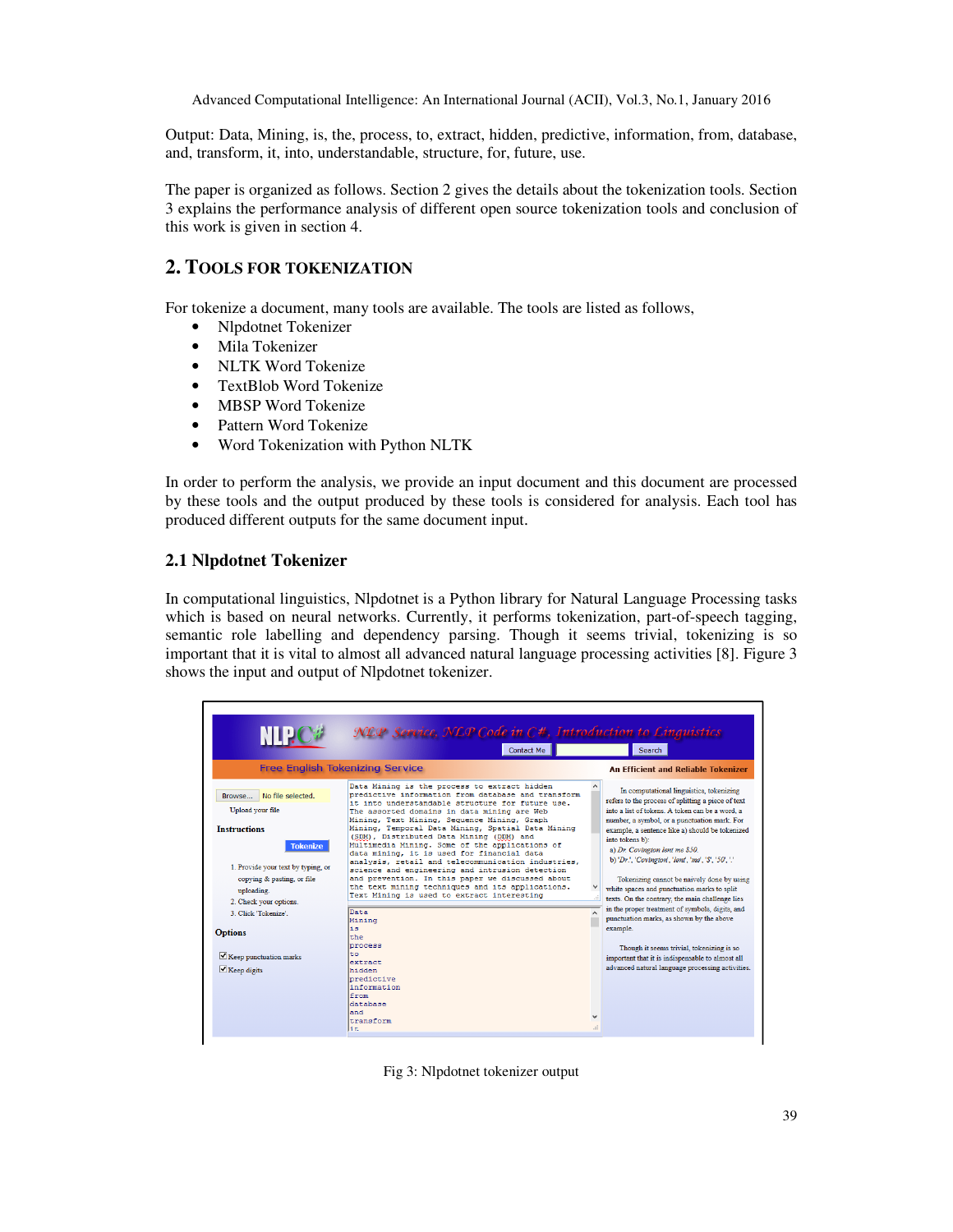Output: Data, Mining, is, the, process, to, extract, hidden, predictive, information, from, database, and, transform, it, into, understandable, structure, for, future, use.

The paper is organized as follows. Section 2 gives the details about the tokenization tools. Section 3 explains the performance analysis of different open source tokenization tools and conclusion of this work is given in section 4.

## 2. TOOLS FOR TOKENIZATION

For tokenize a document, many tools are available. The tools are listed as follows,

- Nlpdotnet Tokenizer
- Mila Tokenizer
- NLTK Word Tokenize
- TextBlob Word Tokenize
- MBSP Word Tokenize
- Pattern Word Tokenize
- Word Tokenization with Python NLTK

In order to perform the analysis, we provide an input document and this document are processed by these tools and the output produced by these tools is considered for analysis. Each tool has produced different outputs for the same document input.

### 2.1 Nlpdotnet Tokenizer

In computational linguistics, Nlpdotnet is a Python library for Natural Language Processing tasks which is based on neural networks. Currently, it performs tokenization, part-of-speech tagging, semantic role labelling and dependency parsing. Though it seems trivial, tokenizing is so important that it is vital to almost all advanced natural language processing activities [8]. Figure 3 shows the input and output of Nlpdotnet tokenizer.

Fig 3: Nlpdotnet tokenizer output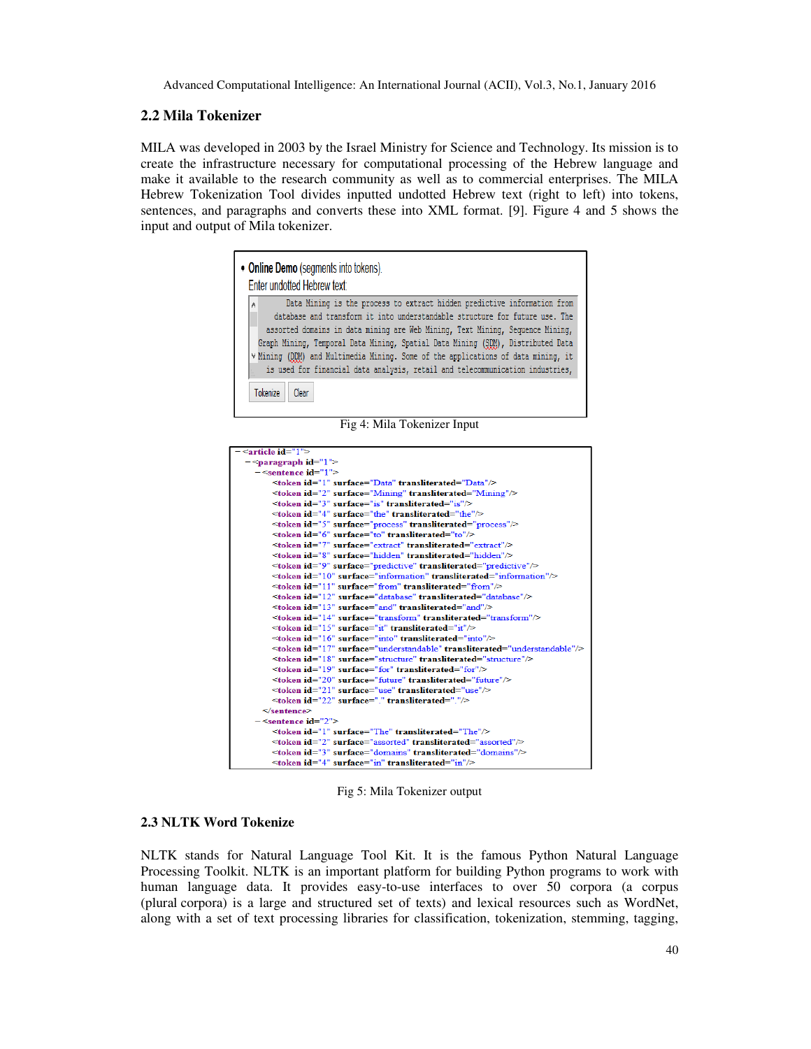## 2.2 Mila Tokenizer

MILA was developed in 2003 by the Israel Ministry for Science and Technology. Its mission is to create the infrastructure necessary for computational processing of the Hebrew language and make it available to the research community as well as to commercial enterprises. The MILA Hebrew Tokenization Tool divides inputted undotted Hebrew text (right to left) into tokens, sentences, and paragraphs and converts these into XML format. [9]. Figure 4 and 5 shows the input and output of Mila tokenizer.

- **Online Demo** (segments into tokens).

Enter undotted Hebrew text:

```
Data Mining is the process to extract hidden predictive information from
database and transform it into understandable structure for future use. The
assorted domains in data mining are Web Mining, Text Mining, Sequence Mining,
Graph Mining, Temporal Data Mining, Spatial Data Mining (SDM), Distributed Data
Mining (DDM) and Multimedia Mining. Some of the applications of data mining, it
is used for financial data analysis, retail and telecommunication industries,
```

Tokenize | Clear

Fig 4: Mila Tokenizer Input

```
- <article id="1">
  - <paragraph id="1">
    - <sentence id="1">
        <token id="1" surface="Data" transliterated="Data"/>
        <token id="2" surface="Mining" transliterated="Mining"/>
        <token id="3" surface="is" transliterated="is"/>
        <token id="4" surface="the" transliterated="the"/>
        <token id="5" surface="process" transliterated="process"/>
        <token id="6" surface="to" transliterated="to"/>
        <token id="7" surface="extract" transliterated="extract"/>
        <token id="8" surface="hidden" transliterated="hidden"/>
        <token id="9" surface="predictive" transliterated="predictive"/>
        <token id="10" surface="information" transliterated="information"/>
        <token id="11" surface="from" transliterated="from"/>
        <token id="12" surface="database" transliterated="database"/>
        <token id="13" surface="and" transliterated="and"/>
        <token id="14" surface="transform" transliterated="transform"/>
        <token id="15" surface="it" transliterated="it"/>
        <token id="16" surface="into" transliterated="into"/>
        <token id="17" surface="understandable" transliterated="understandable"/>
        <token id="18" surface="structure" transliterated="structure"/>
        <token id="19" surface="for" transliterated="for"/>
        <token id="20" surface="future" transliterated="future"/>
        <token id="21" surface="use" transliterated="use"/>
        <token id="22" surface="." transliterated="."/>
      </sentence>
    - <sentence id="2">
        <token id="1" surface="The" transliterated="The"/>
        <token id="2" surface="assorted" transliterated="assorted"/>
        <token id="3" surface="domains" transliterated="domains"/>
        <token id="4" surface="in" transliterated="in"/>
```

Fig 5: Mila Tokenizer output

## 2.3 NLTK Word Tokenize

NLTK stands for Natural Language Tool Kit. It is the famous Python Natural Language Processing Toolkit. NLTK is an important platform for building Python programs to work with human language data. It provides easy-to-use interfaces to over 50 corpora (a corpus (plural corpora) is a large and structured set of texts) and lexical resources such as WordNet, along with a set of text processing libraries for classification, tokenization, stemming, tagging,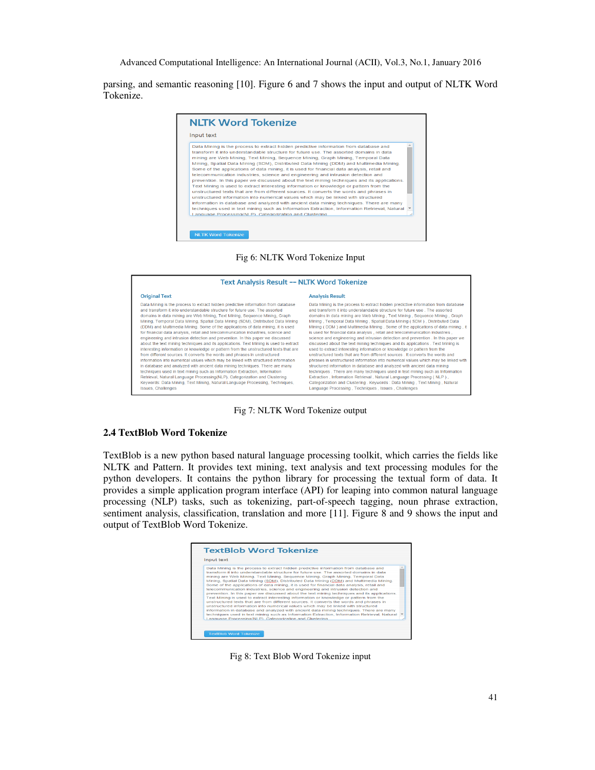parsing, and semantic reasoning [10]. Figure 6 and 7 shows the input and output of NLTK Word Tokenize.

Fig 6: NLTK Word Tokenize Input

Fig 7: NLTK Word Tokenize output

### 2.4 TextBlob Word Tokenize

TextBlob is a new python based natural language processing toolkit, which carries the fields like NLTK and Pattern. It provides text mining, text analysis and text processing modules for the python developers. It contains the python library for processing the textual form of data. It provides a simple application program interface (API) for leaping into common natural language processing (NLP) tasks, such as tokenizing, part-of-speech tagging, noun phrase extraction, sentiment analysis, classification, translation and more [11]. Figure 8 and 9 shows the input and output of TextBlob Word Tokenize.

Fig 8: Text Blob Word Tokenize input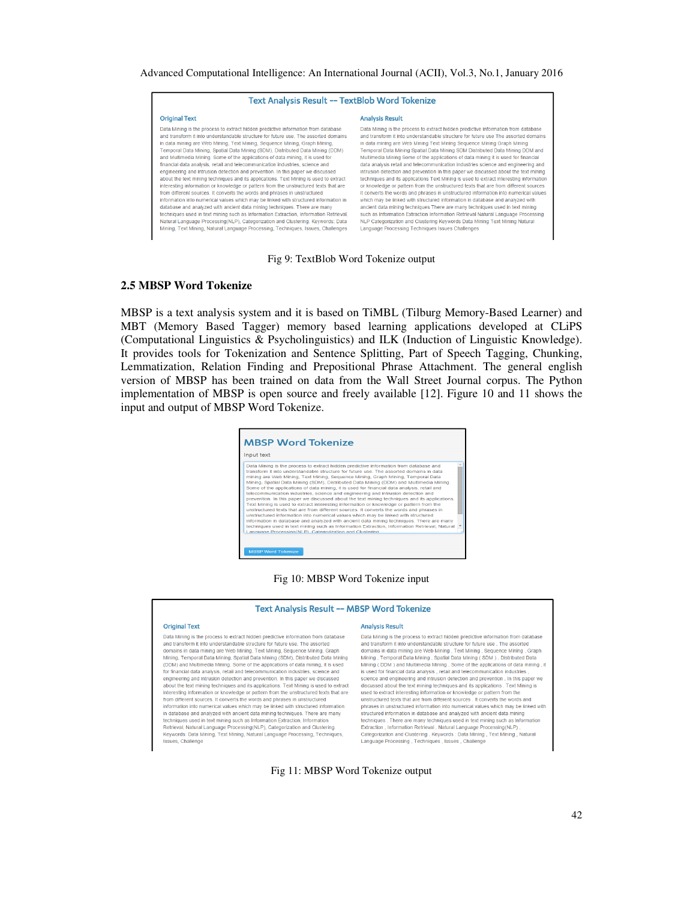**Text Analysis Result -- TextBlob Word Tokenize**

**Original Text**

Data Mining is the process to extract hidden predictive information from database and transform it into understandable structure for future use. The assorted domains in data mining are Web Mining, Text Mining, Sequence Mining, Graph Mining, Temporal Data Mining, Spatial Data Mining (SDM), Distributed Data Mining (DDM) and Multimedia Mining. Some of the applications of data mining, it is used for financial data analysis, retail and telecommunication industries, science and engineering and intrusion detection and prevention. In this paper we discussed about the text mining techniques and its applications. Text Mining is used to extract interesting information or knowledge or pattern from the unstructured texts that are from different sources. It converts the words and phrases in unstructured information into numerical values which may be linked with structured information in database and analyzed with ancient data mining techniques. There are many techniques used in text mining such as Information Extraction, Information Retrieval, Natural Language Processing(NLP), Categorization and Clustering. Keywords: Data Mining, Text Mining, Natural Language Processing, Techniques, Issues, Challenges

**Analysis Result**

Data Mining is the process to extract hidden predictive information from database and transform it into understandable structure for future use The assorted domains in data mining are Web Mining Text Mining Sequence Mining Graph Mining Temporal Data Mining Spatial Data Mining SDM Distributed Data Mining DDM and Multimedia Mining Some of the applications of data mining it is used for financial data analysis retail and telecommunication industries science and engineering and intrusion detection and prevention In this paper we discussed about the text mining techniques and its applications Text Mining is used to extract interesting information or knowledge or pattern from the unstructured texts that are from different sources It converts the words and phrases in unstructured information into numerical values which may be linked with structured information in database and analyzed with ancient data mining techniques There are many techniques used in text mining such as Information Extraction Information Retrieval Natural Language Processing NLP Categorization and Clustering Keywords Data Mining Text Mining Natural Language Processing Techniques Issues Challenges

Fig 9: TextBlob Word Tokenize output

### 2.5 MBSP Word Tokenize

MBSP is a text analysis system and it is based on TiMBL (Tilburg Memory-Based Learner) and MBT (Memory Based Tagger) memory based learning applications developed at CLiPS (Computational Linguistics & Psycholinguistics) and ILK (Induction of Linguistic Knowledge). It provides tools for Tokenization and Sentence Splitting, Part of Speech Tagging, Chunking, Lemmatization, Relation Finding and Prepositional Phrase Attachment. The general english version of MBSP has been trained on data from the Wall Street Journal corpus. The Python implementation of MBSP is open source and freely available [12]. Figure 10 and 11 shows the input and output of MBSP Word Tokenize.

**MBSP Word Tokenize**

Input text

Data Mining is the process to extract hidden predictive information from database and transform it into understandable structure for future use. The assorted domains in data mining are Web Mining, Text Mining, Sequence Mining, Graph Mining, Temporal Data Mining, Spatial Data Mining (SDM), Distributed Data Mining (DDM) and Multimedia Mining. Some of the applications of data mining, it is used for financial data analysis, retail and telecommunication industries, science and engineering and intrusion detection and prevention. In this paper we discussed about the text mining techniques and its applications. Text Mining is used to extract interesting information or knowledge or pattern from the unstructured texts that are from different sources. It converts the words and phrases in unstructured information into numerical values which may be linked with structured information in database and analyzed with ancient data mining techniques. There are many techniques used in text mining such as Information Extraction, Information Retrieval, Natural Language Processing(NLP), Categorization and Clustering

MBSP Word Tokenize

Fig 10: MBSP Word Tokenize input

**Text Analysis Result -- MBSP Word Tokenize**

**Original Text**

Data Mining is the process to extract hidden predictive information from database and transform it into understandable structure for future use. The assorted domains in data mining are Web Mining, Text Mining, Sequence Mining, Graph Mining, Temporal Data Mining, Spatial Data Mining (SDM), Distributed Data Mining (DDM) and Multimedia Mining. Some of the applications of data mining, it is used for financial data analysis, retail and telecommunication industries, science and engineering and intrusion detection and prevention. In this paper we discussed about the text mining techniques and its applications. Text Mining is used to extract interesting information or knowledge or pattern from the unstructured texts that are from different sources. It converts the words and phrases in unstructured information into numerical values which may be linked with structured information in database and analyzed with ancient data mining techniques. There are many techniques used in text mining such as Information Extraction, Information Retrieval, Natural Language Processing(NLP), Categorization and Clustering. Keywords: Data Mining, Text Mining, Natural Language Processing, Techniques, Issues, Challenge

**Analysis Result**

Data Mining is the process to extract hidden predictive information from database and transform it into understandable structure for future use . The assorted domains in data mining are Web Mining , Text Mining , Sequence Mining , Graph Mining , Temporal Data Mining , Spatial Data Mining ( SDM ) , Distributed Data Mining ( DDM ) and Multimedia Mining . Some of the applications of data mining , it is used for financial data analysis , retail and telecommunication industries , science and engineering and intrusion detection and prevention . In this paper we discussed about the text mining techniques and its applications . Text Mining is used to extract interesting information or knowledge or pattern from the unstructured texts that are from different sources . It converts the words and phrases in unstructured information into numerical values which may be linked with structured information in database and analyzed with ancient data mining techniques . There are many techniques used in text mining such as Information Extraction , Information Retrieval , Natural Language Processing(NLP) , Categorization and Clustering . Keywords : Data Mining , Text Mining , Natural Language Processing , Techniques , Issues , Challenge

Fig 11: MBSP Word Tokenize output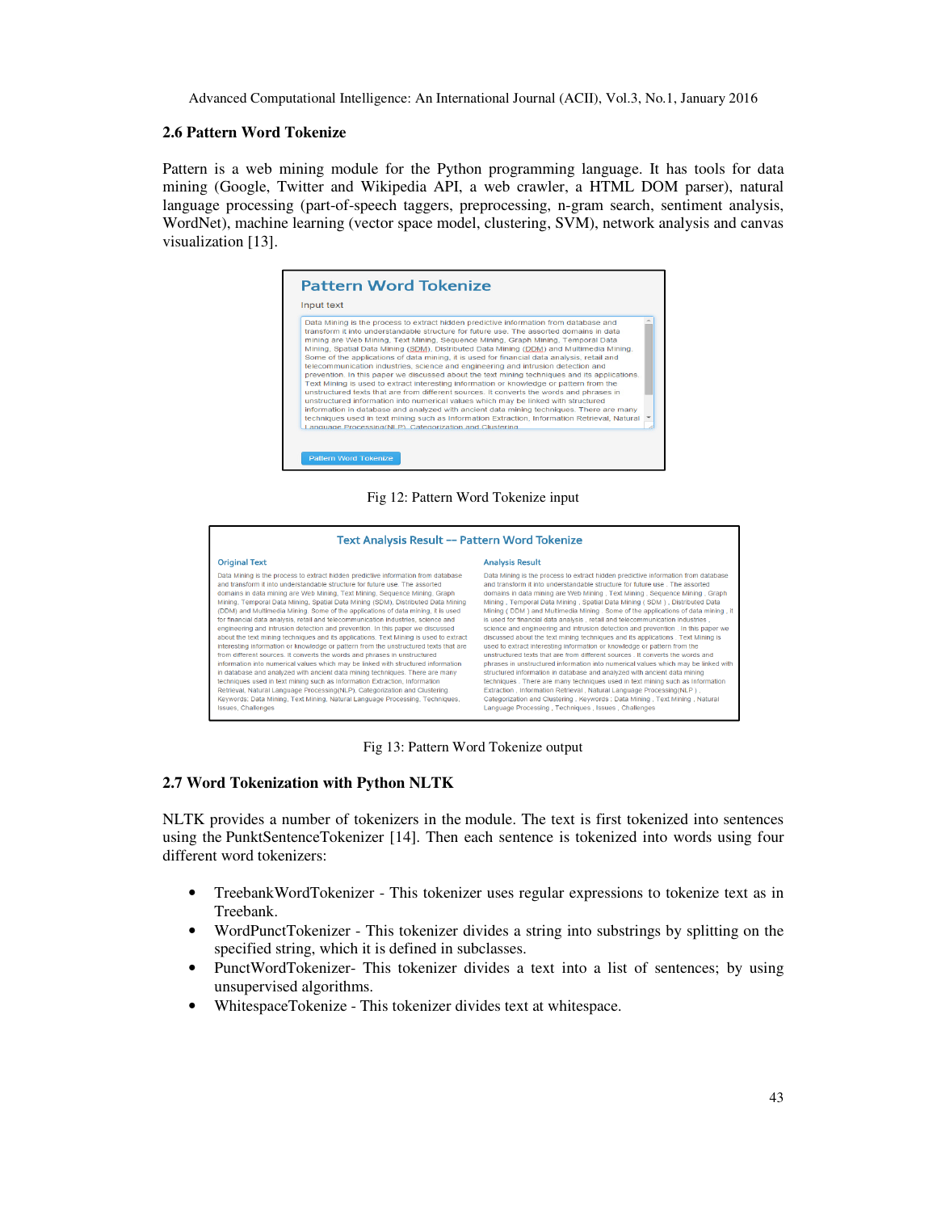### 2.6 Pattern Word Tokenize

Pattern is a web mining module for the Python programming language. It has tools for data mining (Google, Twitter and Wikipedia API, a web crawler, a HTML DOM parser), natural language processing (part-of-speech taggers, preprocessing, n-gram search, sentiment analysis, WordNet), machine learning (vector space model, clustering, SVM), network analysis and canvas visualization [13].

Fig 12: Pattern Word Tokenize input

Fig 13: Pattern Word Tokenize output

### 2.7 Word Tokenization with Python NLTK

NLTK provides a number of tokenizers in the module. The text is first tokenized into sentences using the PunktSentenceTokenizer [14]. Then each sentence is tokenized into words using four different word tokenizers:

- TreebankWordTokenizer - This tokenizer uses regular expressions to tokenize text as in Treebank.
- WordPunctTokenizer - This tokenizer divides a string into substrings by splitting on the specified string, which it is defined in subclasses.
- PunctWordTokenizer- This tokenizer divides a text into a list of sentences; by using unsupervised algorithms.
- WhitespaceTokenize - This tokenizer divides text at whitespace.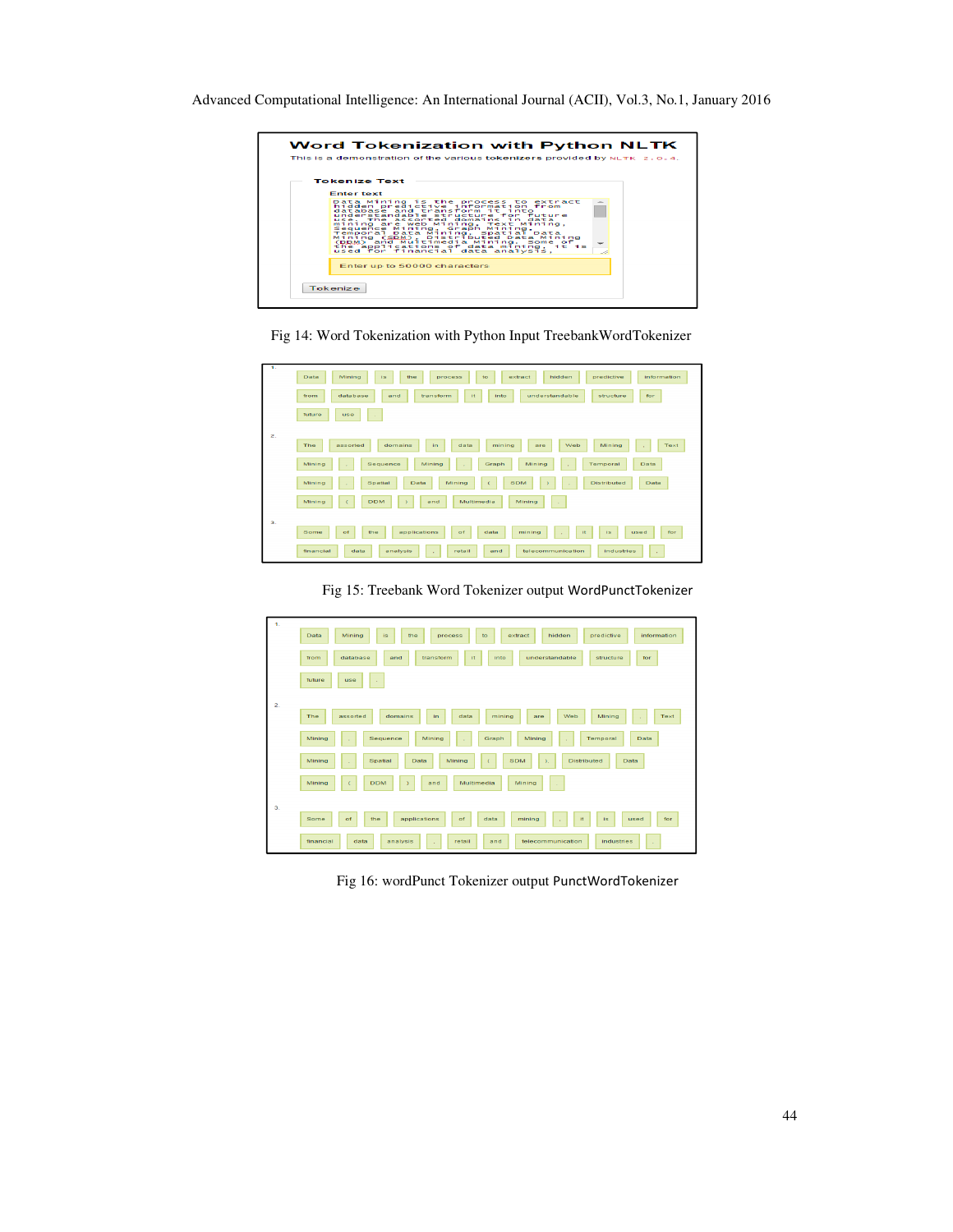Fig 14: Word Tokenization with Python Input TreebankWordTokenizer

Fig 15: Treebank Word Tokenizer output WordPunctTokenizer

Fig 16: wordPunct Tokenizer output PunctWordTokenizer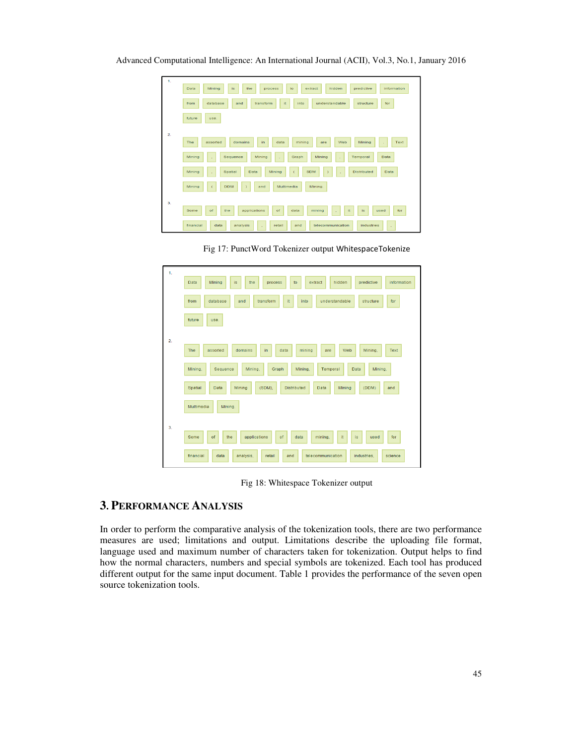Fig 17: PunctWord Tokenizer output WhitespaceTokenize

Fig 18: Whitespace Tokenizer output

## 3. PERFORMANCE ANALYSIS

In order to perform the comparative analysis of the tokenization tools, there are two performance measures are used; limitations and output. Limitations describe the uploading file format, language used and maximum number of characters taken for tokenization. Output helps to find how the normal characters, numbers and special symbols are tokenized. Each tool has produced different output for the same input document. Table 1 provides the performance of the seven open source tokenization tools.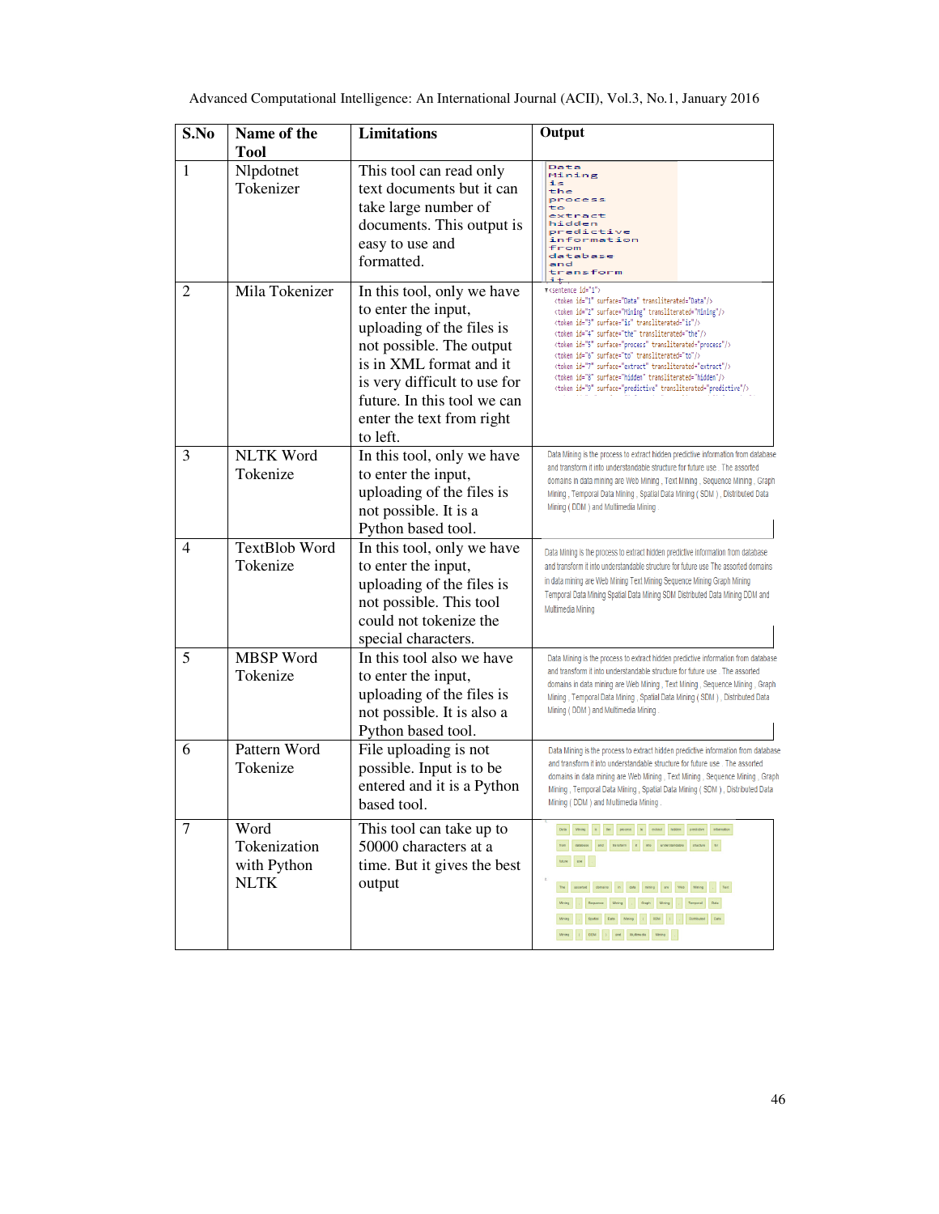| S.No | Name of the Tool | Limitations | Output |
|---|---|---|---|
| 1 | Nlpdotnet Tokenizer | This tool can read only text documents but it can take large number of documents. This output is easy to use and formatted. | Data Mining is the process to extract hidden predictive information from database and transform it |
| 2 | Mila Tokenizer | In this tool, only we have to enter the input, uploading of the files is not possible. The output is in XML format and it is very difficult to use for future. In this tool we can enter the text from right to left. | `<sentence id="1">` `<token id="1" surface="Data" transliterated="Data"/>` `<token id="2" surface="Mining" transliterated="Mining"/>` `<token id="3" surface="is" transliterated="is"/>` `<token id="4" surface="the" transliterated="the"/>` `<token id="5" surface="process" transliterated="process"/>` `<token id="6" surface="to" transliterated="to"/>` `<token id="7" surface="extract" transliterated="extract"/>` `<token id="8" surface="hidden" transliterated="hidden"/>` `<token id="9" surface="predictive" transliterated="predictive"/>` |
| 3 | NLTK Word Tokenize | In this tool, only we have to enter the input, uploading of the files is not possible. It is a Python based tool. | Data Mining is the process to extract hidden predictive information from database and transform it into understandable structure for future use . The assorted domains in data mining are Web Mining , Text Mining , Sequence Mining , Graph Mining , Temporal Data Mining , Spatial Data Mining ( SDM ) , Distributed Data Mining ( DDM ) and Multimedia Mining . |
| 4 | TextBlob Word Tokenize | In this tool, only we have to enter the input, uploading of the files is not possible. This tool could not tokenize the special characters. | Data Mining is the process to extract hidden predictive information from database and transform it into understandable structure for future use The assorted domains in data mining are Web Mining Text Mining Sequence Mining Graph Mining Temporal Data Mining Spatial Data Mining SDM Distributed Data Mining DDM and Multimedia Mining |
| 5 | MBSP Word Tokenize | In this tool also we have to enter the input, uploading of the files is not possible. It is also a Python based tool. | Data Mining is the process to extract hidden predictive information from database and transform it into understandable structure for future use . The assorted domains in data mining are Web Mining , Text Mining , Sequence Mining , Graph Mining , Temporal Data Mining , Spatial Data Mining ( SDM ) , Distributed Data Mining ( DDM ) and Multimedia Mining . |
| 6 | Pattern Word Tokenize | File uploading is not possible. Input is to be entered and it is a Python based tool. | Data Mining is the process to extract hidden predictive information from database and transform it into understandable structure for future use . The assorted domains in data mining are Web Mining , Text Mining , Sequence Mining , Graph Mining , Temporal Data Mining , Spatial Data Mining ( SDM ) , Distributed Data Mining ( DDM ) and Multimedia Mining . |
| 7 | Word Tokenization with Python NLTK | This tool can take up to 50000 characters at a time. But it gives the best output | Data Mining is the process to extract hidden predictive information from database and transform it into understandable structure for future use . The assorted domains in data mining are Web Mining , Text Mining , Sequence Mining , Graph Mining , Temporal Data Mining , Spatial Data Mining ( SDM ) , Distributed Data Mining ( DDM ) and Multimedia Mining |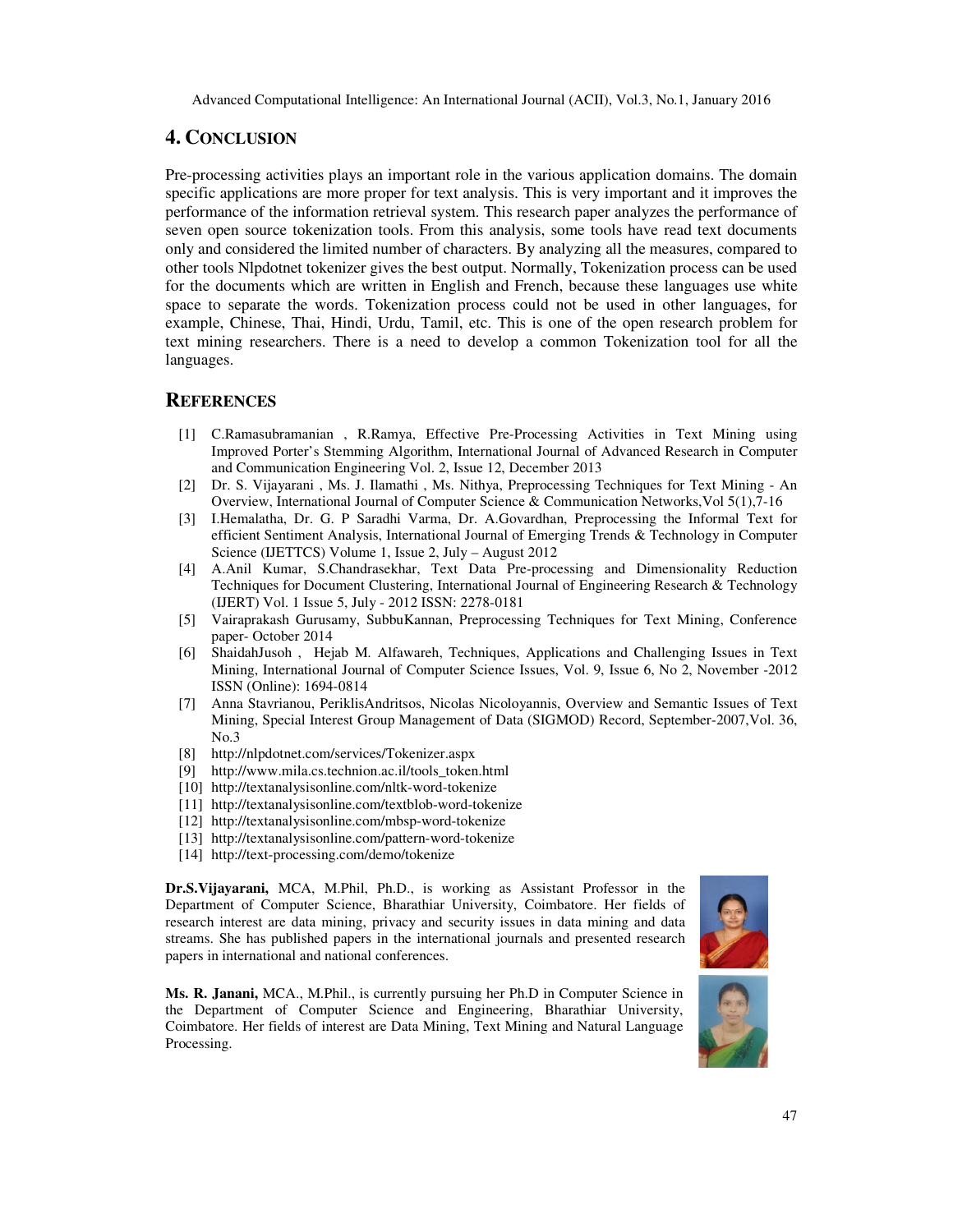## 4. CONCLUSION

Pre-processing activities plays an important role in the various application domains. The domain specific applications are more proper for text analysis. This is very important and it improves the performance of the information retrieval system. This research paper analyzes the performance of seven open source tokenization tools. From this analysis, some tools have read text documents only and considered the limited number of characters. By analyzing all the measures, compared to other tools Nlpdotnet tokenizer gives the best output. Normally, Tokenization process can be used for the documents which are written in English and French, because these languages use white space to separate the words. Tokenization process could not be used in other languages, for example, Chinese, Thai, Hindi, Urdu, Tamil, etc. This is one of the open research problem for text mining researchers. There is a need to develop a common Tokenization tool for all the languages.

## REFERENCES

[1] C.Ramasubramanian , R.Ramya, Effective Pre-Processing Activities in Text Mining using Improved Porter's Stemming Algorithm, International Journal of Advanced Research in Computer and Communication Engineering Vol. 2, Issue 12, December 2013

[2] Dr. S. Vijayarani , Ms. J. Ilamathi , Ms. Nithya, Preprocessing Techniques for Text Mining - An Overview, International Journal of Computer Science & Communication Networks,Vol 5(1),7-16

[3] I.Hemalatha, Dr. G. P Saradhi Varma, Dr. A.Govardhan, Preprocessing the Informal Text for efficient Sentiment Analysis, International Journal of Emerging Trends & Technology in Computer Science (IJETTCS) Volume 1, Issue 2, July – August 2012

[4] A.Anil Kumar, S.Chandrasekhar, Text Data Pre-processing and Dimensionality Reduction Techniques for Document Clustering, International Journal of Engineering Research & Technology (IJERT) Vol. 1 Issue 5, July - 2012 ISSN: 2278-0181

[5] Vairaprakash Gurusamy, SubbuKannan, Preprocessing Techniques for Text Mining, Conference paper- October 2014

[6] ShaidahJusoh , Hejab M. Alfawareh, Techniques, Applications and Challenging Issues in Text Mining, International Journal of Computer Science Issues, Vol. 9, Issue 6, No 2, November -2012 ISSN (Online): 1694-0814

[7] Anna Stavrianou, PeriklisAndritsos, Nicolas Nicoloyannis, Overview and Semantic Issues of Text Mining, Special Interest Group Management of Data (SIGMOD) Record, September-2007,Vol. 36, No.3

[8] http://nlpdotnet.com/services/Tokenizer.aspx

[9] http://www.mila.cs.technion.ac.il/tools_token.html

[10] http://textanalysisonline.com/nltk-word-tokenize

[11] http://textanalysisonline.com/textblob-word-tokenize

[12] http://textanalysisonline.com/mbsp-word-tokenize

[13] http://textanalysisonline.com/pattern-word-tokenize

[14] http://text-processing.com/demo/tokenize

**Dr.S.Vijayarani,** MCA, M.Phil, Ph.D., is working as Assistant Professor in the Department of Computer Science, Bharathiar University, Coimbatore. Her fields of research interest are data mining, privacy and security issues in data mining and data streams. She has published papers in the international journals and presented research papers in international and national conferences.

**Ms. R. Janani,** MCA., M.Phil., is currently pursuing her Ph.D in Computer Science in the Department of Computer Science and Engineering, Bharathiar University, Coimbatore. Her fields of interest are Data Mining, Text Mining and Natural Language Processing.